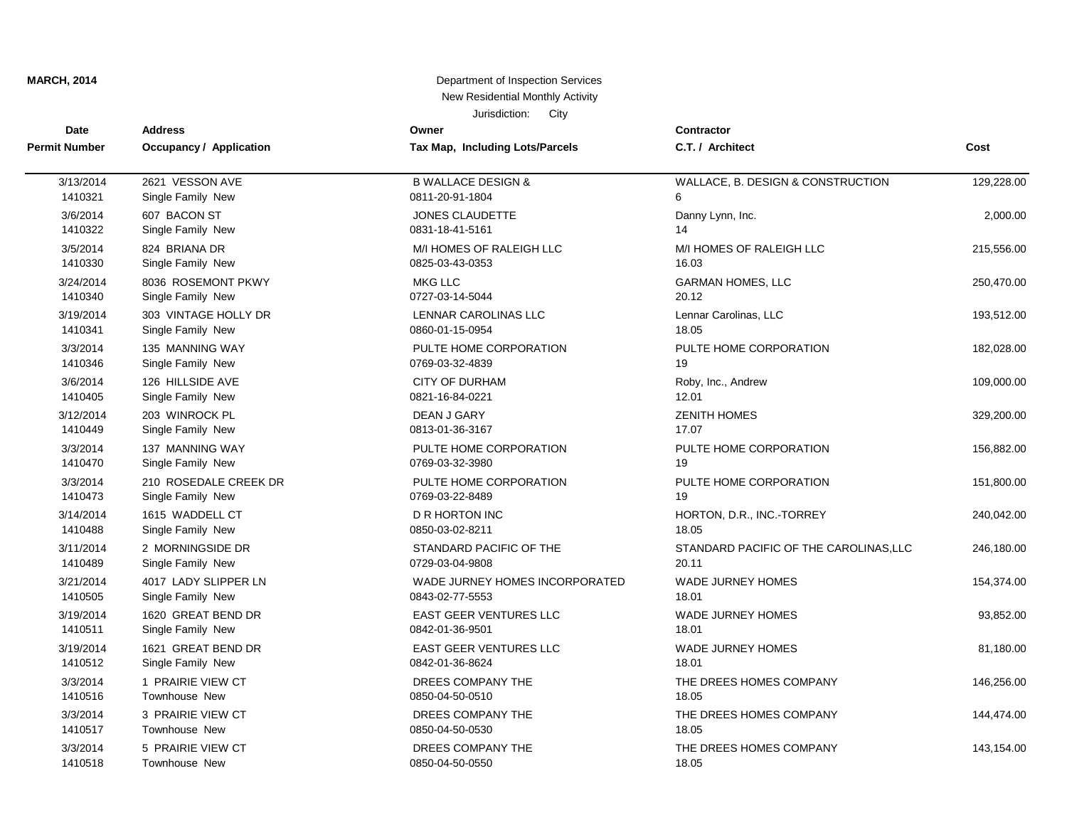**MARCH, 2014**

Department of Inspection Services
New Residential Monthly Activity
Jurisdiction: City

| Date<br>Permit Number | Address<br>Occupancy / Application | Owner<br>Tax Map, Including Lots/Parcels | Contractor<br>C.T. / Architect | Cost |
|---|---|---|---|---|
| 3/13/2014<br>1410321 | 2621 VESSON AVE<br>Single Family New | B WALLACE DESIGN &<br>0811-20-91-1804 | WALLACE, B. DESIGN & CONSTRUCTION<br>6 | 129,228.00 |
| 3/6/2014<br>1410322 | 607 BACON ST<br>Single Family New | JONES CLAUDETTE<br>0831-18-41-5161 | Danny Lynn, Inc.<br>14 | 2,000.00 |
| 3/5/2014<br>1410330 | 824 BRIANA DR<br>Single Family New | M/I HOMES OF RALEIGH LLC<br>0825-03-43-0353 | M/I HOMES OF RALEIGH LLC<br>16.03 | 215,556.00 |
| 3/24/2014<br>1410340 | 8036 ROSEMONT PKWY<br>Single Family New | MKG LLC<br>0727-03-14-5044 | GARMAN HOMES, LLC<br>20.12 | 250,470.00 |
| 3/19/2014<br>1410341 | 303 VINTAGE HOLLY DR<br>Single Family New | LENNAR CAROLINAS LLC<br>0860-01-15-0954 | Lennar Carolinas, LLC<br>18.05 | 193,512.00 |
| 3/3/2014<br>1410346 | 135 MANNING WAY<br>Single Family New | PULTE HOME CORPORATION<br>0769-03-32-4839 | PULTE HOME CORPORATION<br>19 | 182,028.00 |
| 3/6/2014<br>1410405 | 126 HILLSIDE AVE<br>Single Family New | CITY OF DURHAM<br>0821-16-84-0221 | Roby, Inc., Andrew<br>12.01 | 109,000.00 |
| 3/12/2014<br>1410449 | 203 WINROCK PL<br>Single Family New | DEAN J GARY<br>0813-01-36-3167 | ZENITH HOMES<br>17.07 | 329,200.00 |
| 3/3/2014<br>1410470 | 137 MANNING WAY<br>Single Family New | PULTE HOME CORPORATION<br>0769-03-32-3980 | PULTE HOME CORPORATION<br>19 | 156,882.00 |
| 3/3/2014<br>1410473 | 210 ROSEDALE CREEK DR<br>Single Family New | PULTE HOME CORPORATION<br>0769-03-22-8489 | PULTE HOME CORPORATION<br>19 | 151,800.00 |
| 3/14/2014<br>1410488 | 1615 WADDELL CT<br>Single Family New | D R HORTON INC<br>0850-03-02-8211 | HORTON, D.R., INC.-TORREY<br>18.05 | 240,042.00 |
| 3/11/2014<br>1410489 | 2 MORNINGSIDE DR<br>Single Family New | STANDARD PACIFIC OF THE<br>0729-03-04-9808 | STANDARD PACIFIC OF THE CAROLINAS,LLC<br>20.11 | 246,180.00 |
| 3/21/2014<br>1410505 | 4017 LADY SLIPPER LN<br>Single Family New | WADE JURNEY HOMES INCORPORATED<br>0843-02-77-5553 | WADE JURNEY HOMES<br>18.01 | 154,374.00 |
| 3/19/2014<br>1410511 | 1620 GREAT BEND DR<br>Single Family New | EAST GEER VENTURES LLC<br>0842-01-36-9501 | WADE JURNEY HOMES<br>18.01 | 93,852.00 |
| 3/19/2014<br>1410512 | 1621 GREAT BEND DR<br>Single Family New | EAST GEER VENTURES LLC<br>0842-01-36-8624 | WADE JURNEY HOMES<br>18.01 | 81,180.00 |
| 3/3/2014<br>1410516 | 1 PRAIRIE VIEW CT<br>Townhouse New | DREES COMPANY THE<br>0850-04-50-0510 | THE DREES HOMES COMPANY<br>18.05 | 146,256.00 |
| 3/3/2014<br>1410517 | 3 PRAIRIE VIEW CT<br>Townhouse New | DREES COMPANY THE<br>0850-04-50-0530 | THE DREES HOMES COMPANY<br>18.05 | 144,474.00 |
| 3/3/2014<br>1410518 | 5 PRAIRIE VIEW CT<br>Townhouse New | DREES COMPANY THE<br>0850-04-50-0550 | THE DREES HOMES COMPANY<br>18.05 | 143,154.00 |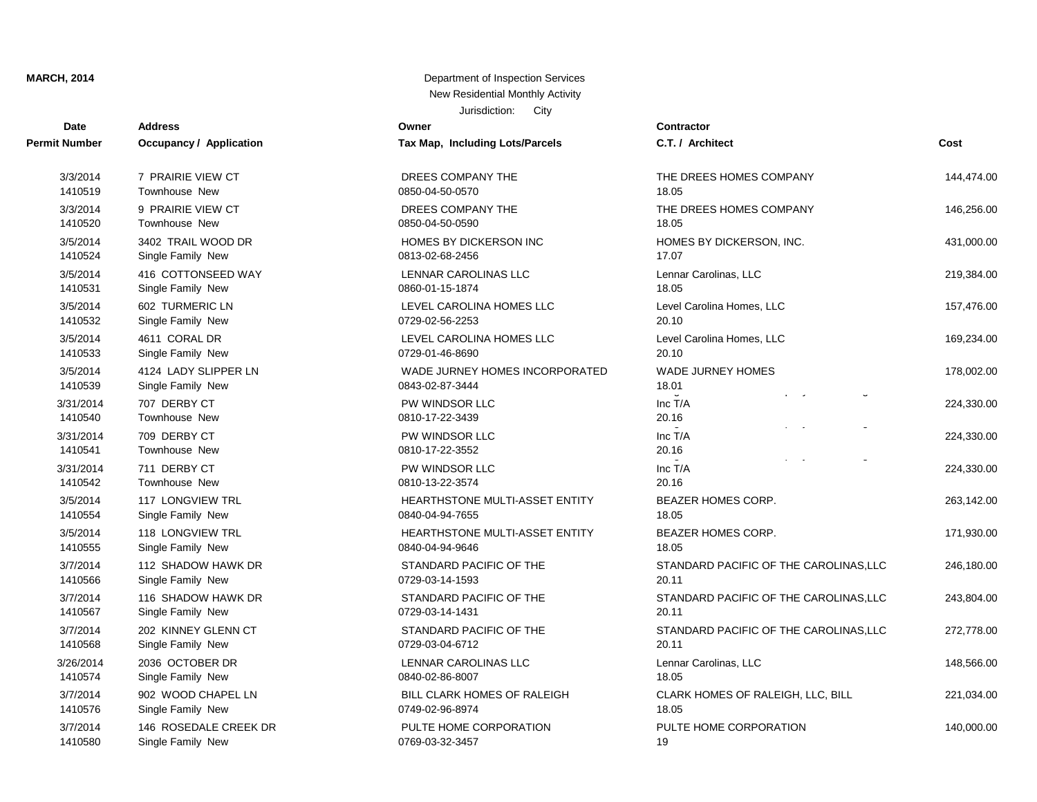**MARCH, 2014**

Department of Inspection Services
New Residential Monthly Activity
Jurisdiction: City

| Date<br>Permit Number | Address<br>Occupancy / Application | Owner<br>Tax Map, Including Lots/Parcels | Contractor<br>C.T. / Architect | Cost |
|---|---|---|---|---|
| 3/3/2014<br>1410519 | 7 PRAIRIE VIEW CT<br>Townhouse New | DREES COMPANY THE<br>0850-04-50-0570 | THE DREES HOMES COMPANY<br>18.05 | 144,474.00 |
| 3/3/2014<br>1410520 | 9 PRAIRIE VIEW CT<br>Townhouse New | DREES COMPANY THE<br>0850-04-50-0590 | THE DREES HOMES COMPANY<br>18.05 | 146,256.00 |
| 3/5/2014<br>1410524 | 3402 TRAIL WOOD DR<br>Single Family New | HOMES BY DICKERSON INC<br>0813-02-68-2456 | HOMES BY DICKERSON, INC.<br>17.07 | 431,000.00 |
| 3/5/2014<br>1410531 | 416 COTTONSEED WAY<br>Single Family New | LENNAR CAROLINAS LLC<br>0860-01-15-1874 | Lennar Carolinas, LLC<br>18.05 | 219,384.00 |
| 3/5/2014<br>1410532 | 602 TURMERIC LN<br>Single Family New | LEVEL CAROLINA HOMES LLC<br>0729-02-56-2253 | Level Carolina Homes, LLC<br>20.10 | 157,476.00 |
| 3/5/2014<br>1410533 | 4611 CORAL DR<br>Single Family New | LEVEL CAROLINA HOMES LLC<br>0729-01-46-8690 | Level Carolina Homes, LLC<br>20.10 | 169,234.00 |
| 3/5/2014<br>1410539 | 4124 LADY SLIPPER LN<br>Single Family New | WADE JURNEY HOMES INCORPORATED<br>0843-02-87-3444 | WADE JURNEY HOMES<br>18.01 | 178,002.00 |
| 3/31/2014<br>1410540 | 707 DERBY CT<br>Townhouse New | PW WINDSOR LLC<br>0810-17-22-3439 | Inc T/A<br>20.16 | 224,330.00 |
| 3/31/2014<br>1410541 | 709 DERBY CT<br>Townhouse New | PW WINDSOR LLC<br>0810-17-22-3552 | Inc T/A<br>20.16 | 224,330.00 |
| 3/31/2014<br>1410542 | 711 DERBY CT<br>Townhouse New | PW WINDSOR LLC<br>0810-13-22-3574 | Inc T/A<br>20.16 | 224,330.00 |
| 3/5/2014<br>1410554 | 117 LONGVIEW TRL<br>Single Family New | HEARTHSTONE MULTI-ASSET ENTITY<br>0840-04-94-7655 | BEAZER HOMES CORP.<br>18.05 | 263,142.00 |
| 3/5/2014<br>1410555 | 118 LONGVIEW TRL<br>Single Family New | HEARTHSTONE MULTI-ASSET ENTITY<br>0840-04-94-9646 | BEAZER HOMES CORP.<br>18.05 | 171,930.00 |
| 3/7/2014<br>1410566 | 112 SHADOW HAWK DR<br>Single Family New | STANDARD PACIFIC OF THE<br>0729-03-14-1593 | STANDARD PACIFIC OF THE CAROLINAS,LLC<br>20.11 | 246,180.00 |
| 3/7/2014<br>1410567 | 116 SHADOW HAWK DR<br>Single Family New | STANDARD PACIFIC OF THE<br>0729-03-14-1431 | STANDARD PACIFIC OF THE CAROLINAS,LLC<br>20.11 | 243,804.00 |
| 3/7/2014<br>1410568 | 202 KINNEY GLENN CT<br>Single Family New | STANDARD PACIFIC OF THE<br>0729-03-04-6712 | STANDARD PACIFIC OF THE CAROLINAS,LLC<br>20.11 | 272,778.00 |
| 3/26/2014<br>1410574 | 2036 OCTOBER DR<br>Single Family New | LENNAR CAROLINAS LLC<br>0840-02-86-8007 | Lennar Carolinas, LLC<br>18.05 | 148,566.00 |
| 3/7/2014<br>1410576 | 902 WOOD CHAPEL LN<br>Single Family New | BILL CLARK HOMES OF RALEIGH<br>0749-02-96-8974 | CLARK HOMES OF RALEIGH, LLC, BILL<br>18.05 | 221,034.00 |
| 3/7/2014<br>1410580 | 146 ROSEDALE CREEK DR<br>Single Family New | PULTE HOME CORPORATION<br>0769-03-32-3457 | PULTE HOME CORPORATION<br>19 | 140,000.00 |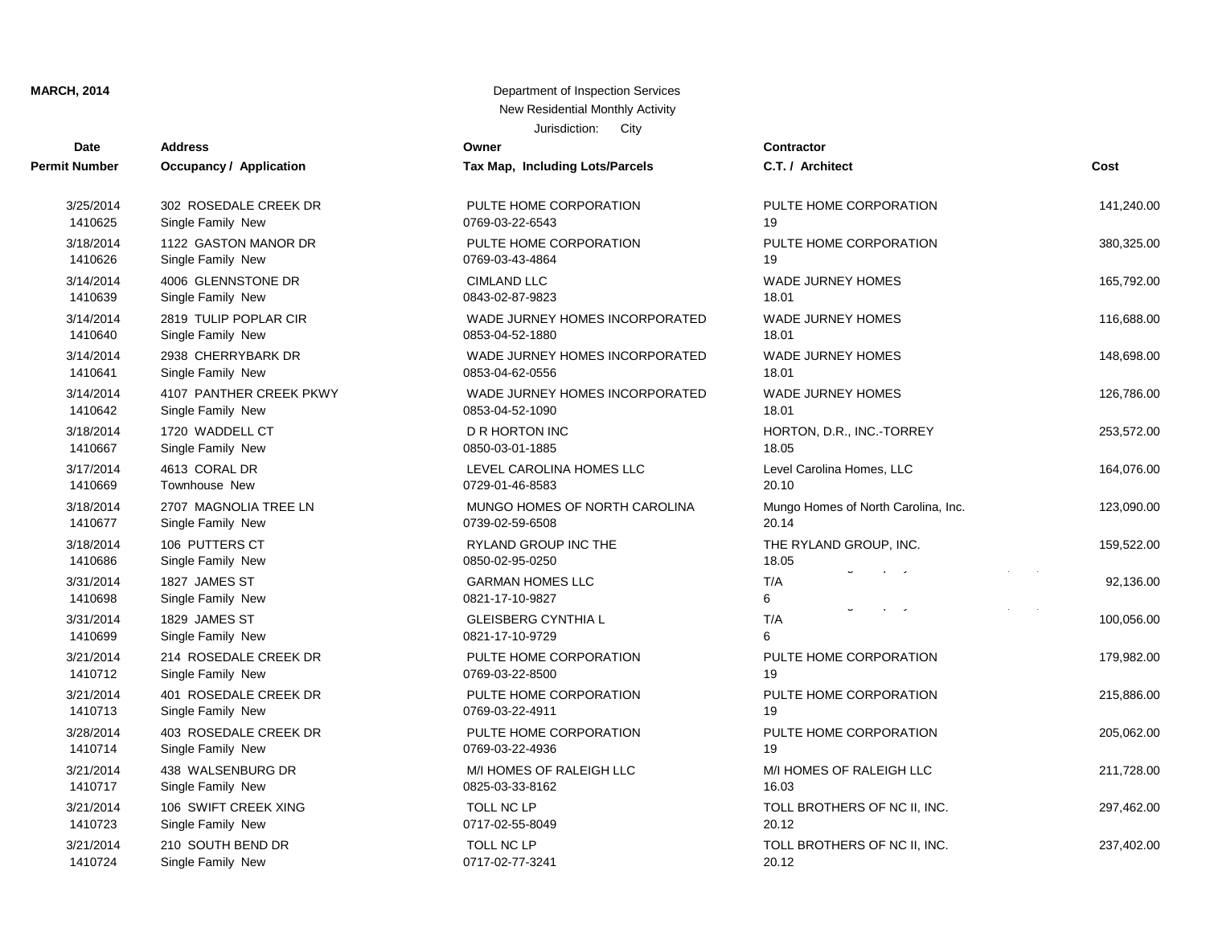**MARCH, 2014**

Department of Inspection Services
New Residential Monthly Activity
Jurisdiction: City

| Date / Permit Number | Address / Occupancy / Application | Owner / Tax Map, Including Lots/Parcels | Contractor / C.T. / Architect | Cost |
|---|---|---|---|---|
| 3/25/2014<br>1410625 | 302 ROSEDALE CREEK DR<br>Single Family New | PULTE HOME CORPORATION<br>0769-03-22-6543 | PULTE HOME CORPORATION<br>19 | 141,240.00 |
| 3/18/2014<br>1410626 | 1122 GASTON MANOR DR<br>Single Family New | PULTE HOME CORPORATION<br>0769-03-43-4864 | PULTE HOME CORPORATION<br>19 | 380,325.00 |
| 3/14/2014<br>1410639 | 4006 GLENNSTONE DR<br>Single Family New | CIMLAND LLC<br>0843-02-87-9823 | WADE JURNEY HOMES<br>18.01 | 165,792.00 |
| 3/14/2014<br>1410640 | 2819 TULIP POPLAR CIR<br>Single Family New | WADE JURNEY HOMES INCORPORATED<br>0853-04-52-1880 | WADE JURNEY HOMES<br>18.01 | 116,688.00 |
| 3/14/2014<br>1410641 | 2938 CHERRYBARK DR<br>Single Family New | WADE JURNEY HOMES INCORPORATED<br>0853-04-62-0556 | WADE JURNEY HOMES<br>18.01 | 148,698.00 |
| 3/14/2014<br>1410642 | 4107 PANTHER CREEK PKWY<br>Single Family New | WADE JURNEY HOMES INCORPORATED<br>0853-04-52-1090 | WADE JURNEY HOMES<br>18.01 | 126,786.00 |
| 3/18/2014<br>1410667 | 1720 WADDELL CT<br>Single Family New | D R HORTON INC<br>0850-03-01-1885 | HORTON, D.R., INC.-TORREY<br>18.05 | 253,572.00 |
| 3/17/2014<br>1410669 | 4613 CORAL DR<br>Townhouse New | LEVEL CAROLINA HOMES LLC<br>0729-01-46-8583 | Level Carolina Homes, LLC<br>20.10 | 164,076.00 |
| 3/18/2014<br>1410677 | 2707 MAGNOLIA TREE LN<br>Single Family New | MUNGO HOMES OF NORTH CAROLINA<br>0739-02-59-6508 | Mungo Homes of North Carolina, Inc.<br>20.14 | 123,090.00 |
| 3/18/2014<br>1410686 | 106 PUTTERS CT<br>Single Family New | RYLAND GROUP INC THE<br>0850-02-95-0250 | THE RYLAND GROUP, INC.<br>18.05 | 159,522.00 |
| 3/31/2014<br>1410698 | 1827 JAMES ST<br>Single Family New | GARMAN HOMES LLC<br>0821-17-10-9827 | T/A<br>6 | 92,136.00 |
| 3/31/2014<br>1410699 | 1829 JAMES ST<br>Single Family New | GLEISBERG CYNTHIA L<br>0821-17-10-9729 | T/A<br>6 | 100,056.00 |
| 3/21/2014<br>1410712 | 214 ROSEDALE CREEK DR<br>Single Family New | PULTE HOME CORPORATION<br>0769-03-22-8500 | PULTE HOME CORPORATION<br>19 | 179,982.00 |
| 3/21/2014<br>1410713 | 401 ROSEDALE CREEK DR<br>Single Family New | PULTE HOME CORPORATION<br>0769-03-22-4911 | PULTE HOME CORPORATION<br>19 | 215,886.00 |
| 3/28/2014<br>1410714 | 403 ROSEDALE CREEK DR<br>Single Family New | PULTE HOME CORPORATION<br>0769-03-22-4936 | PULTE HOME CORPORATION<br>19 | 205,062.00 |
| 3/21/2014<br>1410717 | 438 WALSENBURG DR<br>Single Family New | M/I HOMES OF RALEIGH LLC<br>0825-03-33-8162 | M/I HOMES OF RALEIGH LLC<br>16.03 | 211,728.00 |
| 3/21/2014<br>1410723 | 106 SWIFT CREEK XING<br>Single Family New | TOLL NC LP<br>0717-02-55-8049 | TOLL BROTHERS OF NC II, INC.<br>20.12 | 297,462.00 |
| 3/21/2014<br>1410724 | 210 SOUTH BEND DR<br>Single Family New | TOLL NC LP<br>0717-02-77-3241 | TOLL BROTHERS OF NC II, INC.<br>20.12 | 237,402.00 |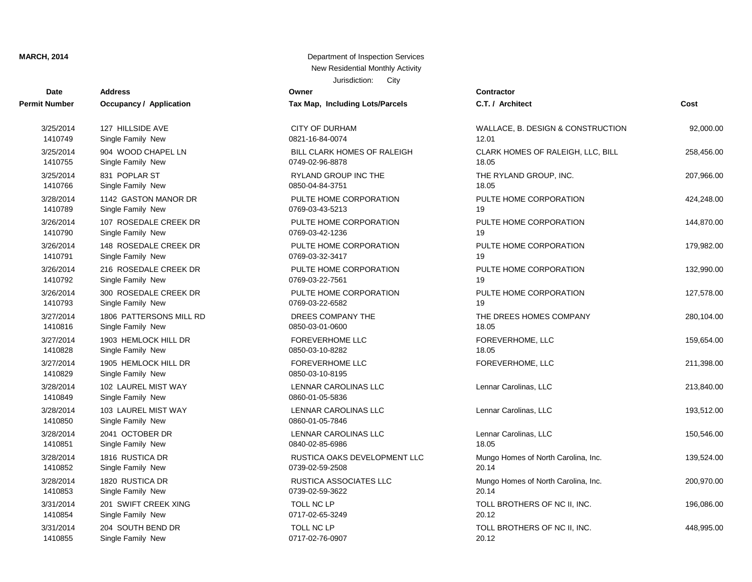**MARCH, 2014**

Department of Inspection Services
New Residential Monthly Activity
Jurisdiction: City

| Date<br>Permit Number | Address<br>Occupancy / Application | Owner<br>Tax Map, Including Lots/Parcels | Contractor<br>C.T. / Architect | Cost |
|---|---|---|---|---|
| 3/25/2014<br>1410749 | 127 HILLSIDE AVE<br>Single Family New | CITY OF DURHAM<br>0821-16-84-0074 | WALLACE, B. DESIGN & CONSTRUCTION<br>12.01 | 92,000.00 |
| 3/25/2014<br>1410755 | 904 WOOD CHAPEL LN<br>Single Family New | BILL CLARK HOMES OF RALEIGH<br>0749-02-96-8878 | CLARK HOMES OF RALEIGH, LLC, BILL<br>18.05 | 258,456.00 |
| 3/25/2014<br>1410766 | 831 POPLAR ST<br>Single Family New | RYLAND GROUP INC THE<br>0850-04-84-3751 | THE RYLAND GROUP, INC.<br>18.05 | 207,966.00 |
| 3/28/2014<br>1410789 | 1142 GASTON MANOR DR<br>Single Family New | PULTE HOME CORPORATION<br>0769-03-43-5213 | PULTE HOME CORPORATION<br>19 | 424,248.00 |
| 3/26/2014<br>1410790 | 107 ROSEDALE CREEK DR<br>Single Family New | PULTE HOME CORPORATION<br>0769-03-42-1236 | PULTE HOME CORPORATION<br>19 | 144,870.00 |
| 3/26/2014<br>1410791 | 148 ROSEDALE CREEK DR<br>Single Family New | PULTE HOME CORPORATION<br>0769-03-32-3417 | PULTE HOME CORPORATION<br>19 | 179,982.00 |
| 3/26/2014<br>1410792 | 216 ROSEDALE CREEK DR<br>Single Family New | PULTE HOME CORPORATION<br>0769-03-22-7561 | PULTE HOME CORPORATION<br>19 | 132,990.00 |
| 3/26/2014<br>1410793 | 300 ROSEDALE CREEK DR<br>Single Family New | PULTE HOME CORPORATION<br>0769-03-22-6582 | PULTE HOME CORPORATION<br>19 | 127,578.00 |
| 3/27/2014<br>1410816 | 1806 PATTERSONS MILL RD<br>Single Family New | DREES COMPANY THE<br>0850-03-01-0600 | THE DREES HOMES COMPANY<br>18.05 | 280,104.00 |
| 3/27/2014<br>1410828 | 1903 HEMLOCK HILL DR<br>Single Family New | FOREVERHOME LLC<br>0850-03-10-8282 | FOREVERHOME, LLC<br>18.05 | 159,654.00 |
| 3/27/2014<br>1410829 | 1905 HEMLOCK HILL DR<br>Single Family New | FOREVERHOME LLC<br>0850-03-10-8195 | FOREVERHOME, LLC | 211,398.00 |
| 3/28/2014<br>1410849 | 102 LAUREL MIST WAY<br>Single Family New | LENNAR CAROLINAS LLC<br>0860-01-05-5836 | Lennar Carolinas, LLC | 213,840.00 |
| 3/28/2014<br>1410850 | 103 LAUREL MIST WAY<br>Single Family New | LENNAR CAROLINAS LLC<br>0860-01-05-7846 | Lennar Carolinas, LLC | 193,512.00 |
| 3/28/2014<br>1410851 | 2041 OCTOBER DR<br>Single Family New | LENNAR CAROLINAS LLC<br>0840-02-85-6986 | Lennar Carolinas, LLC<br>18.05 | 150,546.00 |
| 3/28/2014<br>1410852 | 1816 RUSTICA DR<br>Single Family New | RUSTICA OAKS DEVELOPMENT LLC<br>0739-02-59-2508 | Mungo Homes of North Carolina, Inc.<br>20.14 | 139,524.00 |
| 3/28/2014<br>1410853 | 1820 RUSTICA DR<br>Single Family New | RUSTICA ASSOCIATES LLC<br>0739-02-59-3622 | Mungo Homes of North Carolina, Inc.<br>20.14 | 200,970.00 |
| 3/31/2014<br>1410854 | 201 SWIFT CREEK XING<br>Single Family New | TOLL NC LP<br>0717-02-65-3249 | TOLL BROTHERS OF NC II, INC.<br>20.12 | 196,086.00 |
| 3/31/2014<br>1410855 | 204 SOUTH BEND DR<br>Single Family New | TOLL NC LP<br>0717-02-76-0907 | TOLL BROTHERS OF NC II, INC.<br>20.12 | 448,995.00 |